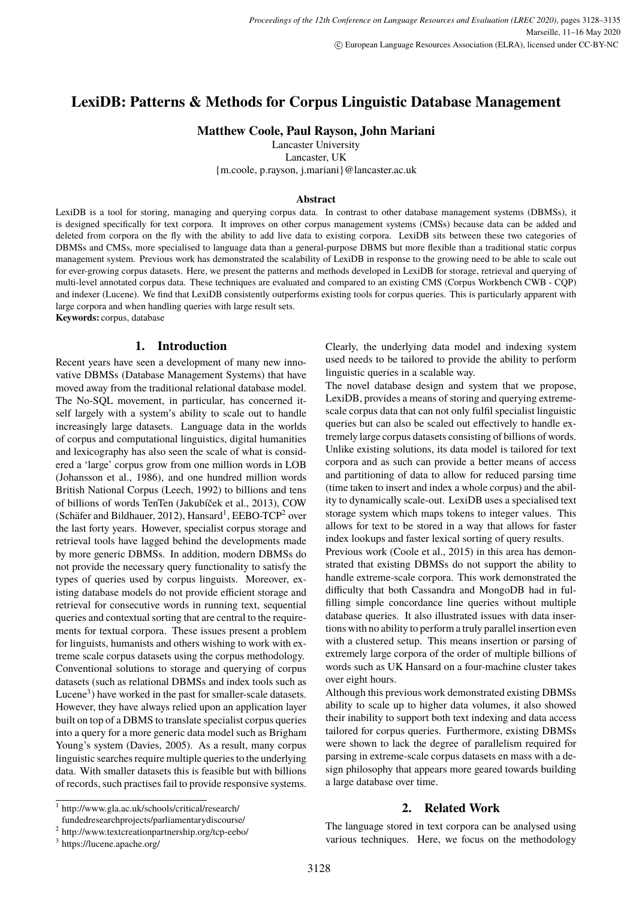# LexiDB: Patterns & Methods for Corpus Linguistic Database Management

**Matthew Coole, Paul Rayson, John Mariani**

Lancaster University
Lancaster, UK
{m.coole, p.rayson, j.mariani}@lancaster.ac.uk

### Abstract

LexiDB is a tool for storing, managing and querying corpus data. In contrast to other database management systems (DBMSs), it is designed specifically for text corpora. It improves on other corpus management systems (CMSs) because data can be added and deleted from corpora on the fly with the ability to add live data to existing corpora. LexiDB sits between these two categories of DBMSs and CMSs, more specialised to language data than a general-purpose DBMS but more flexible than a traditional static corpus management system. Previous work has demonstrated the scalability of LexiDB in response to the growing need to be able to scale out for ever-growing corpus datasets. Here, we present the patterns and methods developed in LexiDB for storage, retrieval and querying of multi-level annotated corpus data. These techniques are evaluated and compared to an existing CMS (Corpus Workbench CWB - CQP) and indexer (Lucene). We find that LexiDB consistently outperforms existing tools for corpus queries. This is particularly apparent with large corpora and when handling queries with large result sets.

**Keywords:** corpus, database

## 1. Introduction

Recent years have seen a development of many new innovative DBMSs (Database Management Systems) that have moved away from the traditional relational database model. The No-SQL movement, in particular, has concerned itself largely with a system's ability to scale out to handle increasingly large datasets. Language data in the worlds of corpus and computational linguistics, digital humanities and lexicography has also seen the scale of what is considered a 'large' corpus grow from one million words in LOB (Johansson et al., 1986), and one hundred million words British National Corpus (Leech, 1992) to billions and tens of billions of words TenTen (Jakubíček et al., 2013), COW (Schäfer and Bildhauer, 2012), Hansard[1], EEBO-TCP[2] over the last forty years. However, specialist corpus storage and retrieval tools have lagged behind the developments made by more generic DBMSs. In addition, modern DBMSs do not provide the necessary query functionality to satisfy the types of queries used by corpus linguists. Moreover, existing database models do not provide efficient storage and retrieval for consecutive words in running text, sequential queries and contextual sorting that are central to the requirements for textual corpora. These issues present a problem for linguists, humanists and others wishing to work with extreme scale corpus datasets using the corpus methodology.

Conventional solutions to storage and querying of corpus datasets (such as relational DBMSs and index tools such as Lucene[3]) have worked in the past for smaller-scale datasets. However, they have always relied upon an application layer built on top of a DBMS to translate specialist corpus queries into a query for a more generic data model such as Brigham Young's system (Davies, 2005). As a result, many corpus linguistic searches require multiple queries to the underlying data. With smaller datasets this is feasible but with billions of records, such practises fail to provide responsive systems. Clearly, the underlying data model and indexing system used needs to be tailored to provide the ability to perform linguistic queries in a scalable way.

The novel database design and system that we propose, LexiDB, provides a means of storing and querying extreme-scale corpus data that can not only fulfil specialist linguistic queries but can also be scaled out effectively to handle extremely large corpus datasets consisting of billions of words. Unlike existing solutions, its data model is tailored for text corpora and as such can provide a better means of access and partitioning of data to allow for reduced parsing time (time taken to insert and index a whole corpus) and the ability to dynamically scale-out. LexiDB uses a specialised text storage system which maps tokens to integer values. This allows for text to be stored in a way that allows for faster index lookups and faster lexical sorting of query results.

Previous work (Coole et al., 2015) in this area has demonstrated that existing DBMSs do not support the ability to handle extreme-scale corpora. This work demonstrated the difficulty that both Cassandra and MongoDB had in fulfilling simple concordance line queries without multiple database queries. It also illustrated issues with data insertions with no ability to perform a truly parallel insertion even with a clustered setup. This means insertion or parsing of extremely large corpora of the order of multiple billions of words such as UK Hansard on a four-machine cluster takes over eight hours.

Although this previous work demonstrated existing DBMSs ability to scale up to higher data volumes, it also showed their inability to support both text indexing and data access tailored for corpus queries. Furthermore, existing DBMSs were shown to lack the degree of parallelism required for parsing in extreme-scale corpus datasets en mass with a design philosophy that appears more geared towards building a large database over time.

## 2. Related Work

The language stored in text corpora can be analysed using various techniques. Here, we focus on the methodology

---

[1] http://www.gla.ac.uk/schools/critical/research/fundedresearchprojects/parliamentarydiscourse/

[2] http://www.textcreationpartnership.org/tcp-eebo/

[3] https://lucene.apache.org/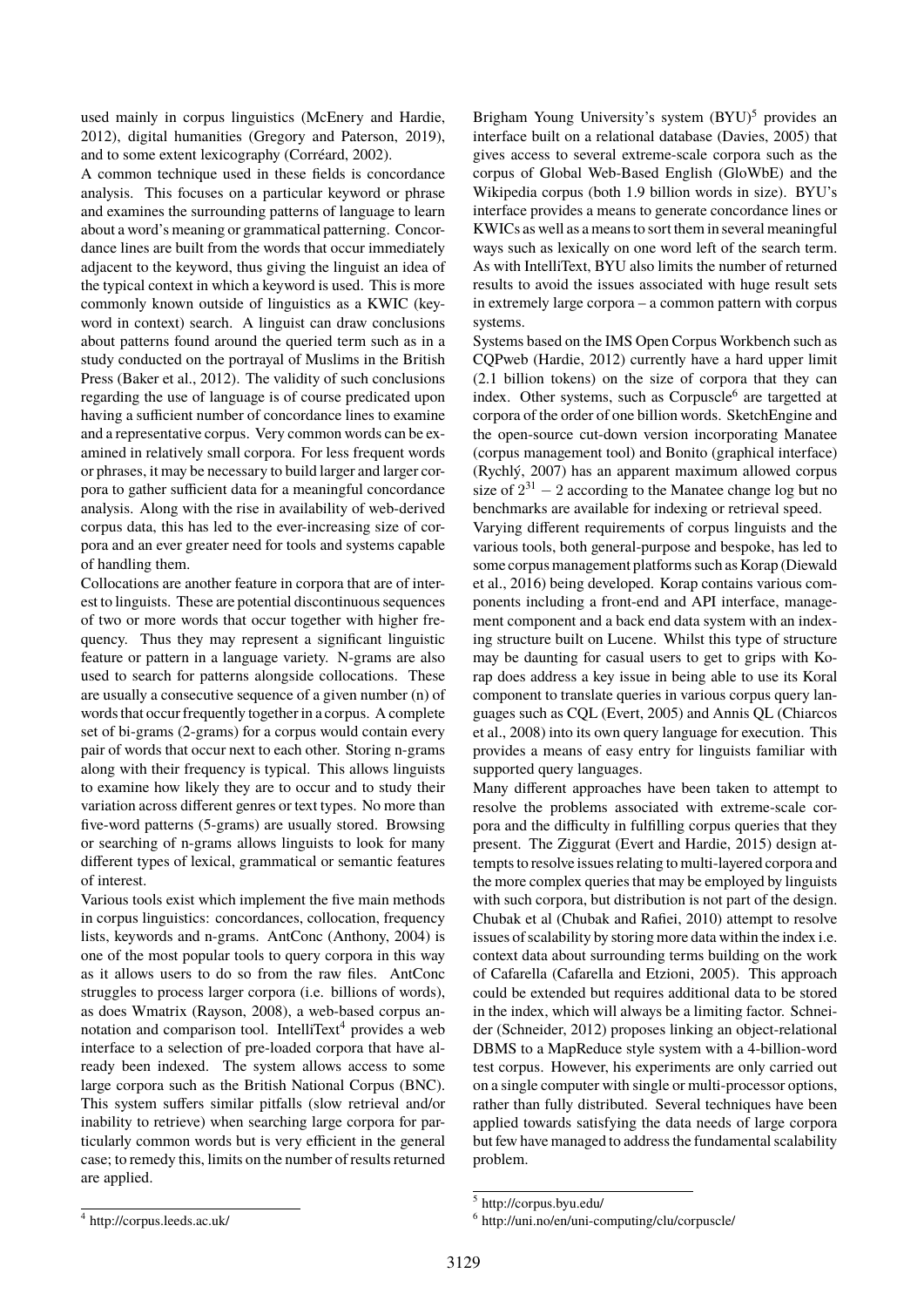used mainly in corpus linguistics (McEnery and Hardie, 2012), digital humanities (Gregory and Paterson, 2019), and to some extent lexicography (Corréard, 2002).

A common technique used in these fields is concordance analysis. This focuses on a particular keyword or phrase and examines the surrounding patterns of language to learn about a word's meaning or grammatical patterning. Concordance lines are built from the words that occur immediately adjacent to the keyword, thus giving the linguist an idea of the typical context in which a keyword is used. This is more commonly known outside of linguistics as a KWIC (keyword in context) search. A linguist can draw conclusions about patterns found around the queried term such as in a study conducted on the portrayal of Muslims in the British Press (Baker et al., 2012). The validity of such conclusions regarding the use of language is of course predicated upon having a sufficient number of concordance lines to examine and a representative corpus. Very common words can be examined in relatively small corpora. For less frequent words or phrases, it may be necessary to build larger and larger corpora to gather sufficient data for a meaningful concordance analysis. Along with the rise in availability of web-derived corpus data, this has led to the ever-increasing size of corpora and an ever greater need for tools and systems capable of handling them.

Collocations are another feature in corpora that are of interest to linguists. These are potential discontinuous sequences of two or more words that occur together with higher frequency. Thus they may represent a significant linguistic feature or pattern in a language variety. N-grams are also used to search for patterns alongside collocations. These are usually a consecutive sequence of a given number (n) of words that occur frequently together in a corpus. A complete set of bi-grams (2-grams) for a corpus would contain every pair of words that occur next to each other. Storing n-grams along with their frequency is typical. This allows linguists to examine how likely they are to occur and to study their variation across different genres or text types. No more than five-word patterns (5-grams) are usually stored. Browsing or searching of n-grams allows linguists to look for many different types of lexical, grammatical or semantic features of interest.

Various tools exist which implement the five main methods in corpus linguistics: concordances, collocation, frequency lists, keywords and n-grams. AntConc (Anthony, 2004) is one of the most popular tools to query corpora in this way as it allows users to do so from the raw files. AntConc struggles to process larger corpora (i.e. billions of words), as does Wmatrix (Rayson, 2008), a web-based corpus annotation and comparison tool. IntelliText[4] provides a web interface to a selection of pre-loaded corpora that have already been indexed. The system allows access to some large corpora such as the British National Corpus (BNC). This system suffers similar pitfalls (slow retrieval and/or inability to retrieve) when searching large corpora for particularly common words but is very efficient in the general case; to remedy this, limits on the number of results returned are applied.

Brigham Young University's system (BYU)[5] provides an interface built on a relational database (Davies, 2005) that gives access to several extreme-scale corpora such as the corpus of Global Web-Based English (GloWbE) and the Wikipedia corpus (both 1.9 billion words in size). BYU's interface provides a means to generate concordance lines or KWICs as well as a means to sort them in several meaningful ways such as lexically on one word left of the search term. As with IntelliText, BYU also limits the number of returned results to avoid the issues associated with huge result sets in extremely large corpora – a common pattern with corpus systems.

Systems based on the IMS Open Corpus Workbench such as CQPweb (Hardie, 2012) currently have a hard upper limit (2.1 billion tokens) on the size of corpora that they can index. Other systems, such as Corpuscle[6] are targetted at corpora of the order of one billion words. SketchEngine and the open-source cut-down version incorporating Manatee (corpus management tool) and Bonito (graphical interface) (Rychlý, 2007) has an apparent maximum allowed corpus size of $2^{31} - 2$ according to the Manatee change log but no benchmarks are available for indexing or retrieval speed.

Varying different requirements of corpus linguists and the various tools, both general-purpose and bespoke, has led to some corpus management platforms such as Korap (Diewald et al., 2016) being developed. Korap contains various components including a front-end and API interface, management component and a back end data system with an indexing structure built on Lucene. Whilst this type of structure may be daunting for casual users to get to grips with Korap does address a key issue in being able to use its Koral component to translate queries in various corpus query languages such as CQL (Evert, 2005) and Annis QL (Chiarcos et al., 2008) into its own query language for execution. This provides a means of easy entry for linguists familiar with supported query languages.

Many different approaches have been taken to attempt to resolve the problems associated with extreme-scale corpora and the difficulty in fulfilling corpus queries that they present. The Ziggurat (Evert and Hardie, 2015) design attempts to resolve issues relating to multi-layered corpora and the more complex queries that may be employed by linguists with such corpora, but distribution is not part of the design. Chubak et al (Chubak and Rafiei, 2010) attempt to resolve issues of scalability by storing more data within the index i.e. context data about surrounding terms building on the work of Cafarella (Cafarella and Etzioni, 2005). This approach could be extended but requires additional data to be stored in the index, which will always be a limiting factor. Schneider (Schneider, 2012) proposes linking an object-relational DBMS to a MapReduce style system with a 4-billion-word test corpus. However, his experiments are only carried out on a single computer with single or multi-processor options, rather than fully distributed. Several techniques have been applied towards satisfying the data needs of large corpora but few have managed to address the fundamental scalability problem.

[4] http://corpus.leeds.ac.uk/

[5] http://corpus.byu.edu/

[6] http://uni.no/en/uni-computing/clu/corpuscle/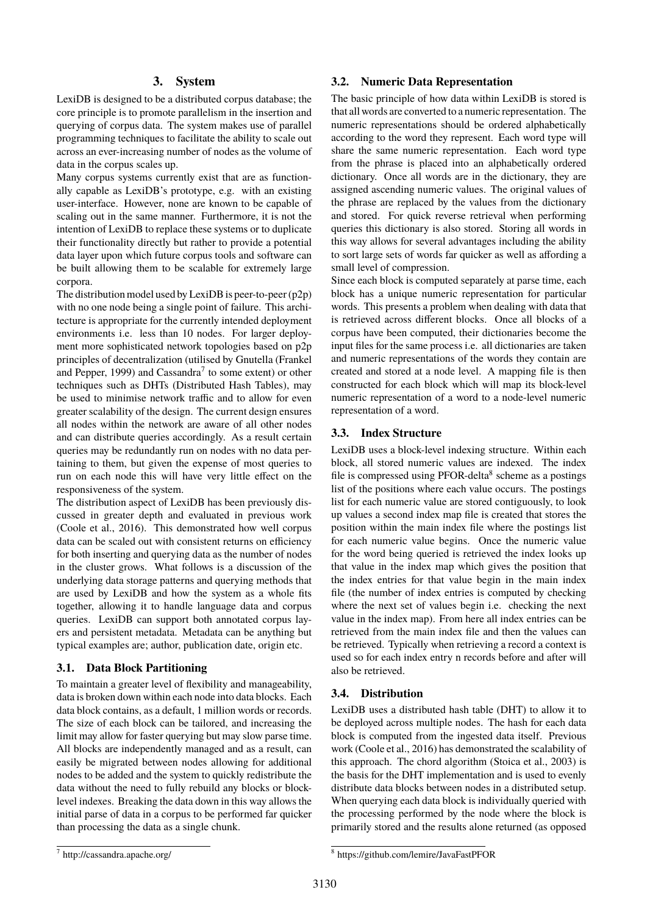## 3. System

LexiDB is designed to be a distributed corpus database; the core principle is to promote parallelism in the insertion and querying of corpus data. The system makes use of parallel programming techniques to facilitate the ability to scale out across an ever-increasing number of nodes as the volume of data in the corpus scales up.

Many corpus systems currently exist that are as functionally capable as LexiDB's prototype, e.g. with an existing user-interface. However, none are known to be capable of scaling out in the same manner. Furthermore, it is not the intention of LexiDB to replace these systems or to duplicate their functionality directly but rather to provide a potential data layer upon which future corpus tools and software can be built allowing them to be scalable for extremely large corpora.

The distribution model used by LexiDB is peer-to-peer (p2p) with no one node being a single point of failure. This architecture is appropriate for the currently intended deployment environments i.e. less than 10 nodes. For larger deployment more sophisticated network topologies based on p2p principles of decentralization (utilised by Gnutella (Frankel and Pepper, 1999) and Cassandra[7] to some extent) or other techniques such as DHTs (Distributed Hash Tables), may be used to minimise network traffic and to allow for even greater scalability of the design. The current design ensures all nodes within the network are aware of all other nodes and can distribute queries accordingly. As a result certain queries may be redundantly run on nodes with no data pertaining to them, but given the expense of most queries to run on each node this will have very little effect on the responsiveness of the system.

The distribution aspect of LexiDB has been previously discussed in greater depth and evaluated in previous work (Coole et al., 2016). This demonstrated how well corpus data can be scaled out with consistent returns on efficiency for both inserting and querying data as the number of nodes in the cluster grows. What follows is a discussion of the underlying data storage patterns and querying methods that are used by LexiDB and how the system as a whole fits together, allowing it to handle language data and corpus queries. LexiDB can support both annotated corpus layers and persistent metadata. Metadata can be anything but typical examples are; author, publication date, origin etc.

### 3.1. Data Block Partitioning

To maintain a greater level of flexibility and manageability, data is broken down within each node into data blocks. Each data block contains, as a default, 1 million words or records. The size of each block can be tailored, and increasing the limit may allow for faster querying but may slow parse time. All blocks are independently managed and as a result, can easily be migrated between nodes allowing for additional nodes to be added and the system to quickly redistribute the data without the need to fully rebuild any blocks or block-level indexes. Breaking the data down in this way allows the initial parse of data in a corpus to be performed far quicker than processing the data as a single chunk.

### 3.2. Numeric Data Representation

The basic principle of how data within LexiDB is stored is that all words are converted to a numeric representation. The numeric representations should be ordered alphabetically according to the word they represent. Each word type will share the same numeric representation. Each word type from the phrase is placed into an alphabetically ordered dictionary. Once all words are in the dictionary, they are assigned ascending numeric values. The original values of the phrase are replaced by the values from the dictionary and stored. For quick reverse retrieval when performing queries this dictionary is also stored. Storing all words in this way allows for several advantages including the ability to sort large sets of words far quicker as well as affording a small level of compression.

Since each block is computed separately at parse time, each block has a unique numeric representation for particular words. This presents a problem when dealing with data that is retrieved across different blocks. Once all blocks of a corpus have been computed, their dictionaries become the input files for the same process i.e. all dictionaries are taken and numeric representations of the words they contain are created and stored at a node level. A mapping file is then constructed for each block which will map its block-level numeric representation of a word to a node-level numeric representation of a word.

### 3.3. Index Structure

LexiDB uses a block-level indexing structure. Within each block, all stored numeric values are indexed. The index file is compressed using PFOR-delta[8] scheme as a postings list of the positions where each value occurs. The postings list for each numeric value are stored contiguously, to look up values a second index map file is created that stores the position within the main index file where the postings list for each numeric value begins. Once the numeric value for the word being queried is retrieved the index looks up that value in the index map which gives the position that the index entries for that value begin in the main index file (the number of index entries is computed by checking where the next set of values begin i.e. checking the next value in the index map). From here all index entries can be retrieved from the main index file and then the values can be retrieved. Typically when retrieving a record a context is used so for each index entry n records before and after will also be retrieved.

### 3.4. Distribution

LexiDB uses a distributed hash table (DHT) to allow it to be deployed across multiple nodes. The hash for each data block is computed from the ingested data itself. Previous work (Coole et al., 2016) has demonstrated the scalability of this approach. The chord algorithm (Stoica et al., 2003) is the basis for the DHT implementation and is used to evenly distribute data blocks between nodes in a distributed setup. When querying each data block is individually queried with the processing performed by the node where the block is primarily stored and the results alone returned (as opposed

[7] http://cassandra.apache.org/

[8] https://github.com/lemire/JavaFastPFOR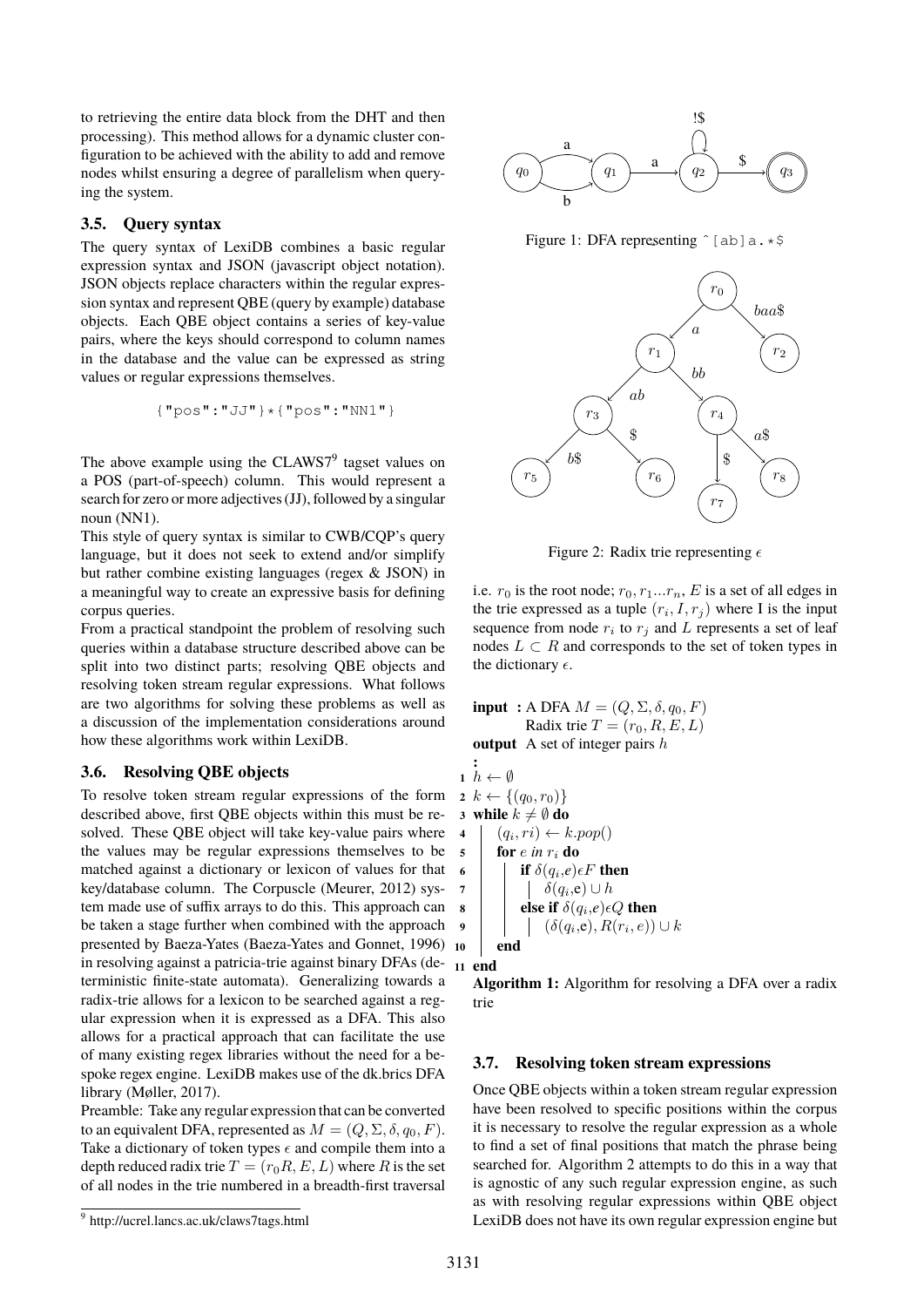to retrieving the entire data block from the DHT and then processing). This method allows for a dynamic cluster configuration to be achieved with the ability to add and remove nodes whilst ensuring a degree of parallelism when querying the system.

### 3.5. Query syntax

The query syntax of LexiDB combines a basic regular expression syntax and JSON (javascript object notation). JSON objects replace characters within the regular expression syntax and represent QBE (query by example) database objects. Each QBE object contains a series of key-value pairs, where the keys should correspond to column names in the database and the value can be expressed as string values or regular expressions themselves.

```
{"pos":"JJ"}*{"pos":"NN1"}
```

The above example using the CLAWS7[9] tagset values on a POS (part-of-speech) column. This would represent a search for zero or more adjectives (JJ), followed by a singular noun (NN1).

This style of query syntax is similar to CWB/CQP's query language, but it does not seek to extend and/or simplify but rather combine existing languages (regex & JSON) in a meaningful way to create an expressive basis for defining corpus queries.

From a practical standpoint the problem of resolving such queries within a database structure described above can be split into two distinct parts; resolving QBE objects and resolving token stream regular expressions. What follows are two algorithms for solving these problems as well as a discussion of the implementation considerations around how these algorithms work within LexiDB.

### 3.6. Resolving QBE objects

To resolve token stream regular expressions of the form described above, first QBE objects within this must be resolved. These QBE object will take key-value pairs where the values may be regular expressions themselves to be matched against a dictionary or lexicon of values for that key/database column. The Corpuscle (Meurer, 2012) system made use of suffix arrays to do this. This approach can be taken a stage further when combined with the approach presented by Baeza-Yates (Baeza-Yates and Gonnet, 1996) in resolving against a patricia-trie against binary DFAs (deterministic finite-state automata). Generalizing towards a radix-trie allows for a lexicon to be searched against a regular expression when it is expressed as a DFA. This also allows for a practical approach that can facilitate the use of many existing regex libraries without the need for a bespoke regex engine. LexiDB makes use of the dk.brics DFA library (Møller, 2017).

Preamble: Take any regular expression that can be converted to an equivalent DFA, represented as $M = (Q, \Sigma, \delta, q_0, F)$. Take a dictionary of token types $\epsilon$ and compile them into a depth reduced radix trie $T = (r_0 R, E, L)$ where $R$ is the set of all nodes in the trie numbered in a breadth-first traversal i.e. $r_0$ is the root node; $r_0, r_1 ... r_n$, $E$ is a set of all edges in the trie expressed as a tuple $(r_i, I, r_j)$ where I is the input sequence from node $r_i$ to $r_j$ and $L$ represents a set of leaf nodes $L \subset R$ and corresponds to the set of token types in the dictionary $\epsilon$.

Figure 1: DFA representing `^[ab]a.*$`

Figure 2: Radix trie representing $\epsilon$

**input :** A DFA $M = (Q, \Sigma, \delta, q_0, F)$
Radix trie $T = (r_0, R, E, L)$
**output :** A set of integer pairs $h$

1 $h \leftarrow \emptyset$
2 $k \leftarrow \{(q_0, r_0)\}$
3 **while** $k \neq \emptyset$ **do**
4 $\quad (q_i, ri) \leftarrow k.pop()$
5 $\quad$ **for** $e$ *in* $r_i$ **do**
6 $\quad\quad$ **if** $\delta(q_i,e)\epsilon F$ **then**
7 $\quad\quad\quad \delta(q_i,\text{e}) \cup h$
8 $\quad\quad$ **else if** $\delta(q_i,e)\epsilon Q$ **then**
9 $\quad\quad\quad (\delta(q_i,\text{e}), R(r_i, e)) \cup k$
10 $\quad$ **end**
11 **end**

**Algorithm 1:** Algorithm for resolving a DFA over a radix trie

### 3.7. Resolving token stream expressions

Once QBE objects within a token stream regular expression have been resolved to specific positions within the corpus it is necessary to resolve the regular expression as a whole to find a set of final positions that match the phrase being searched for. Algorithm 2 attempts to do this in a way that is agnostic of any such regular expression engine, as such as with resolving regular expressions within QBE object LexiDB does not have its own regular expression engine but

[9] http://ucrel.lancs.ac.uk/claws7tags.html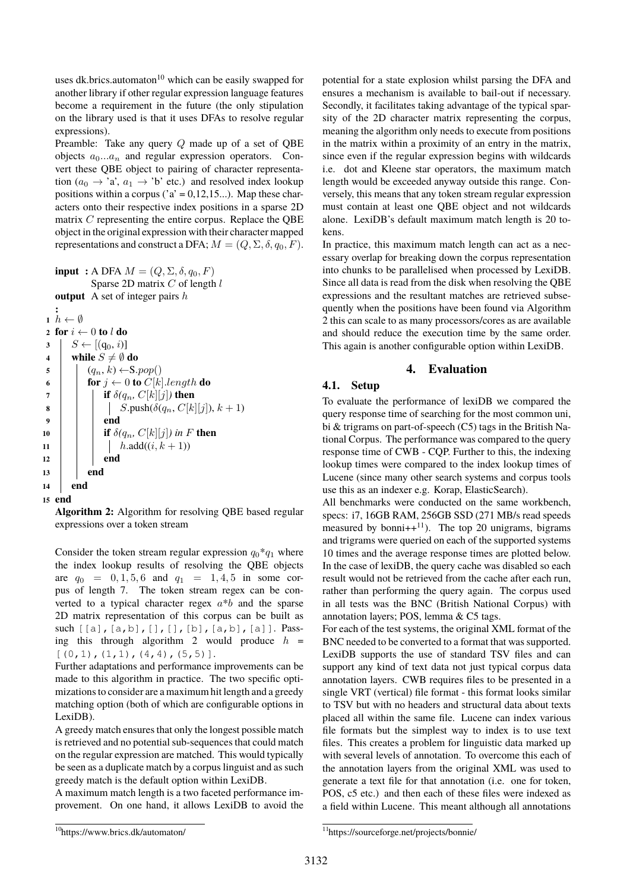uses dk.brics.automaton[10] which can be easily swapped for another library if other regular expression language features become a requirement in the future (the only stipulation on the library used is that it uses DFAs to resolve regular expressions).

Preamble: Take any query $Q$ made up of a set of QBE objects $a_0...a_n$ and regular expression operators. Convert these QBE object to pairing of character representation ($a_0 \rightarrow$ 'a', $a_1 \rightarrow$ 'b' etc.) and resolved index lookup positions within a corpus ('a' = 0,12,15...). Map these characters onto their respective index positions in a sparse 2D matrix $C$ representing the entire corpus. Replace the QBE object in the original expression with their character mapped representations and construct a DFA; $M = (Q, \Sigma, \delta, q_0, F)$.

**input :** A DFA $M = (Q, \Sigma, \delta, q_0, F)$
Sparse 2D matrix $C$ of length $l$
**output :** A set of integer pairs $h$

```
1  h ← ∅
2  for i ← 0 to l do
3      S ← [(q0, i)]
4      while S ≠ ∅ do
5          (qn, k) ← S.pop()
6          for j ← 0 to C[k].length do
7              if δ(qn, C[k][j]) then
8                  S.push(δ(qn, C[k][j]), k + 1)
9              end
10             if δ(qn, C[k][j]) in F then
11                 h.add((i, k + 1))
12             end
13         end
14     end
15 end
```

**Algorithm 2:** Algorithm for resolving QBE based regular expressions over a token stream

Consider the token stream regular expression $q_0$*$q_1$ where the index lookup results of resolving the QBE objects are $q_0 = 0, 1, 5, 6$ and $q_1 = 1, 4, 5$ in some corpus of length 7. The token stream regex can be converted to a typical character regex $a$*$b$ and the sparse 2D matrix representation of this corpus can be built as such `[[a],[a,b],[],[],[b],[a,b],[a]]`. Passing this through algorithm 2 would produce $h$ = `[(0,1),(1,1),(4,4),(5,5)]`.

Further adaptations and performance improvements can be made to this algorithm in practice. The two specific optimizations to consider are a maximum hit length and a greedy matching option (both of which are configurable options in LexiDB).

A greedy match ensures that only the longest possible match is retrieved and no potential sub-sequences that could match on the regular expression are matched. This would typically be seen as a duplicate match by a corpus linguist and as such greedy match is the default option within LexiDB.

A maximum match length is a two faceted performance improvement. On one hand, it allows LexiDB to avoid the potential for a state explosion whilst parsing the DFA and ensures a mechanism is available to bail-out if necessary. Secondly, it facilitates taking advantage of the typical sparsity of the 2D character matrix representing the corpus, meaning the algorithm only needs to execute from positions in the matrix within a proximity of an entry in the matrix, since even if the regular expression begins with wildcards i.e. dot and Kleene star operators, the maximum match length would be exceeded anyway outside this range. Conversely, this means that any token stream regular expression must contain at least one QBE object and not wildcards alone. LexiDB's default maximum match length is 20 tokens.

In practice, this maximum match length can act as a necessary overlap for breaking down the corpus representation into chunks to be parallelised when processed by LexiDB. Since all data is read from the disk when resolving the QBE expressions and the resultant matches are retrieved subsequently when the positions have been found via Algorithm 2 this can scale to as many processors/cores as are available and should reduce the execution time by the same order. This again is another configurable option within LexiDB.

# 4. Evaluation

## 4.1. Setup

To evaluate the performance of lexiDB we compared the query response time of searching for the most common uni, bi & trigrams on part-of-speech (C5) tags in the British National Corpus. The performance was compared to the query response time of CWB - CQP. Further to this, the indexing lookup times were compared to the index lookup times of Lucene (since many other search systems and corpus tools use this as an indexer e.g. Korap, ElasticSearch).

All benchmarks were conducted on the same workbench, specs: i7, 16GB RAM, 256GB SSD (271 MB/s read speeds measured by bonni++[11]). The top 20 unigrams, bigrams and trigrams were queried on each of the supported systems 10 times and the average response times are plotted below. In the case of lexiDB, the query cache was disabled so each result would not be retrieved from the cache after each run, rather than performing the query again. The corpus used in all tests was the BNC (British National Corpus) with annotation layers; POS, lemma & C5 tags.

For each of the test systems, the original XML format of the BNC needed to be converted to a format that was supported. LexiDB supports the use of standard TSV files and can support any kind of text data not just typical corpus data annotation layers. CWB requires files to be presented in a single VRT (vertical) file format - this format looks similar to TSV but with no headers and structural data about texts placed all within the same file. Lucene can index various file formats but the simplest way to index is to use text files. This creates a problem for linguistic data marked up with several levels of annotation. To overcome this each of the annotation layers from the original XML was used to generate a text file for that annotation (i.e. one for token, POS, c5 etc.) and then each of these files were indexed as a field within Lucene. This meant although all annotations

[10] https://www.brics.dk/automaton/

[11] https://sourceforge.net/projects/bonnie/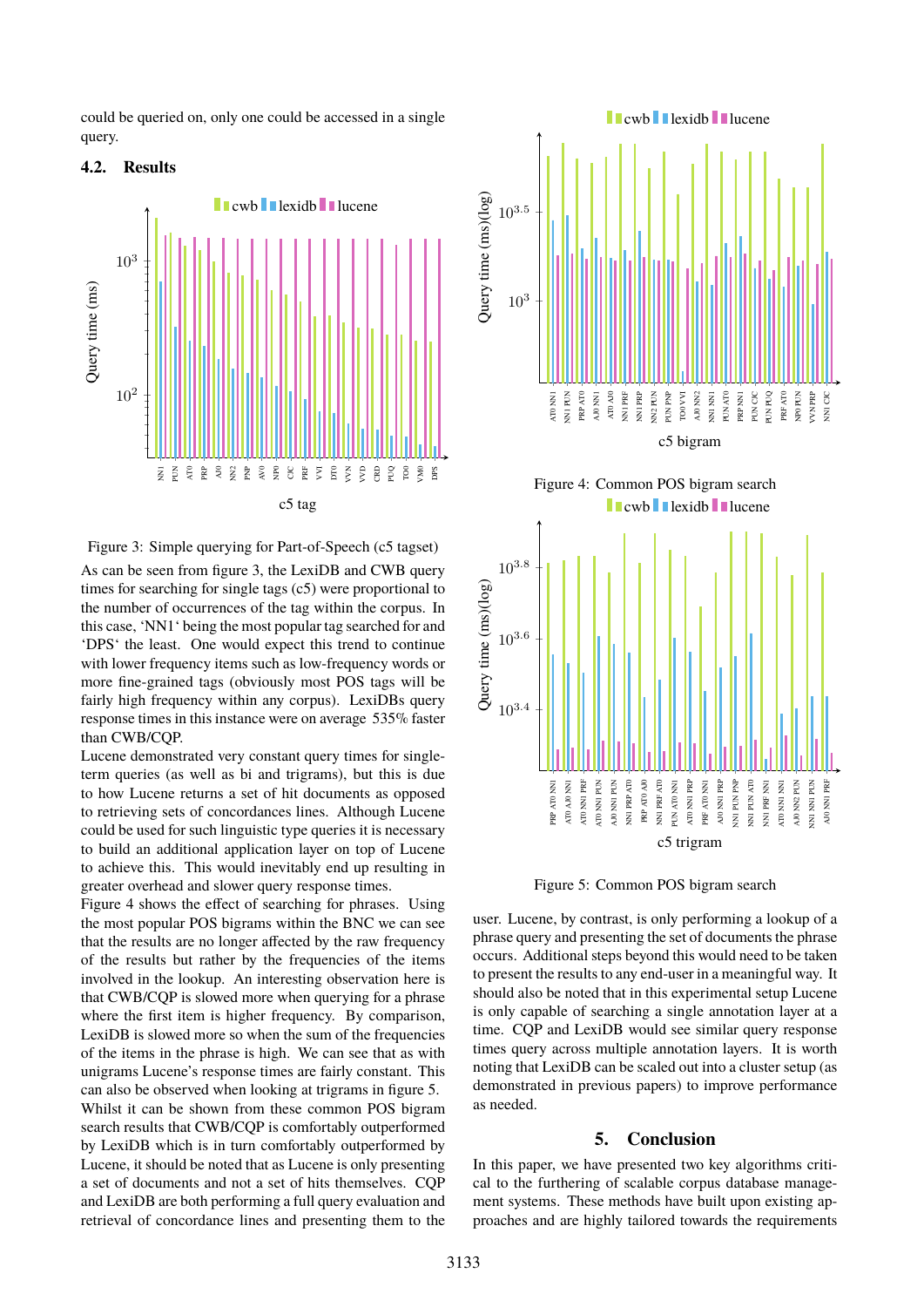could be queried on, only one could be accessed in a single query.

### 4.2. Results

Figure 3: Simple querying for Part-of-Speech (c5 tagset)

As can be seen from figure 3, the LexiDB and CWB query times for searching for single tags (c5) were proportional to the number of occurrences of the tag within the corpus. In this case, 'NN1' being the most popular tag searched for and 'DPS' the least. One would expect this trend to continue with lower frequency items such as low-frequency words or more fine-grained tags (obviously most POS tags will be fairly high frequency within any corpus). LexiDBs query response times in this instance were on average 535% faster than CWB/CQP.

Lucene demonstrated very constant query times for single-term queries (as well as bi and trigrams), but this is due to how Lucene returns a set of hit documents as opposed to retrieving sets of concordances lines. Although Lucene could be used for such linguistic type queries it is necessary to build an additional application layer on top of Lucene to achieve this. This would inevitably end up resulting in greater overhead and slower query response times.

Figure 4 shows the effect of searching for phrases. Using the most popular POS bigrams within the BNC we can see that the results are no longer affected by the raw frequency of the results but rather by the frequencies of the items involved in the lookup. An interesting observation here is that CWB/CQP is slowed more when querying for a phrase where the first item is higher frequency. By comparison, LexiDB is slowed more so when the sum of the frequencies of the items in the phrase is high. We can see that as with unigrams Lucene's response times are fairly constant. This can also be observed when looking at trigrams in figure 5.

Whilst it can be shown from these common POS bigram search results that CWB/CQP is comfortably outperformed by LexiDB which is in turn comfortably outperformed by Lucene, it should be noted that as Lucene is only presenting a set of documents and not a set of hits themselves. CQP and LexiDB are both performing a full query evaluation and retrieval of concordance lines and presenting them to the user. Lucene, by contrast, is only performing a lookup of a phrase query and presenting the set of documents the phrase occurs. Additional steps beyond this would need to be taken to present the results to any end-user in a meaningful way. It should also be noted that in this experimental setup Lucene is only capable of searching a single annotation layer at a time. CQP and LexiDB would see similar query response times query across multiple annotation layers. It is worth noting that LexiDB can be scaled out into a cluster setup (as demonstrated in previous papers) to improve performance as needed.

Figure 4: Common POS bigram search

Figure 5: Common POS bigram search

## 5. Conclusion

In this paper, we have presented two key algorithms critical to the furthering of scalable corpus database management systems. These methods have built upon existing approaches and are highly tailored towards the requirements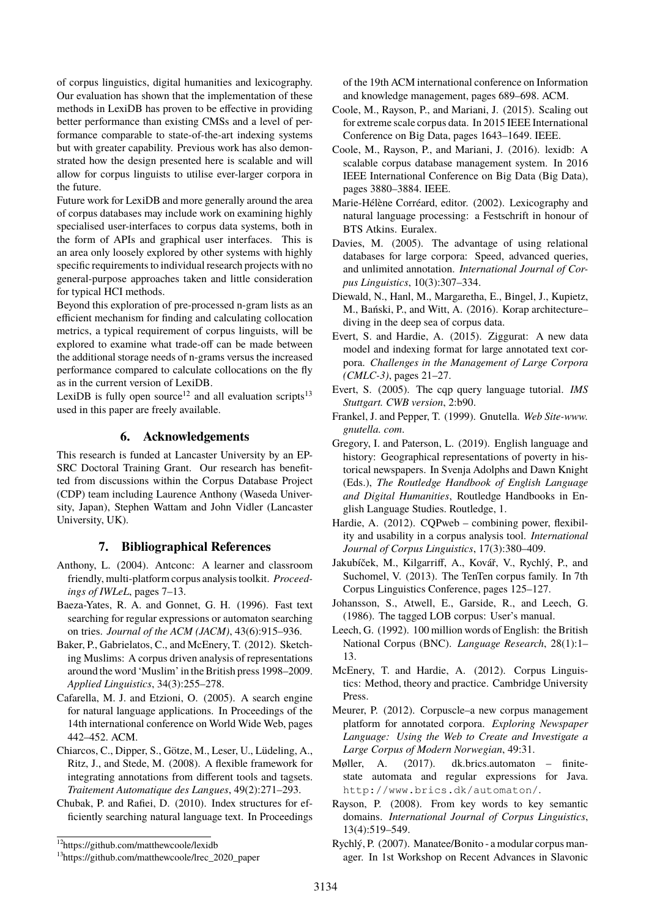of corpus linguistics, digital humanities and lexicography. Our evaluation has shown that the implementation of these methods in LexiDB has proven to be effective in providing better performance than existing CMSs and a level of performance comparable to state-of-the-art indexing systems but with greater capability. Previous work has also demonstrated how the design presented here is scalable and will allow for corpus linguists to utilise ever-larger corpora in the future.

Future work for LexiDB and more generally around the area of corpus databases may include work on examining highly specialised user-interfaces to corpus data systems, both in the form of APIs and graphical user interfaces. This is an area only loosely explored by other systems with highly specific requirements to individual research projects with no general-purpose approaches taken and little consideration for typical HCI methods.

Beyond this exploration of pre-processed n-gram lists as an efficient mechanism for finding and calculating collocation metrics, a typical requirement of corpus linguists, will be explored to examine what trade-off can be made between the additional storage needs of n-grams versus the increased performance compared to calculate collocations on the fly as in the current version of LexiDB.

LexiDB is fully open source[12] and all evaluation scripts[13] used in this paper are freely available.

## 6. Acknowledgements

This research is funded at Lancaster University by an EPSRC Doctoral Training Grant. Our research has benefitted from discussions within the Corpus Database Project (CDP) team including Laurence Anthony (Waseda University, Japan), Stephen Wattam and John Vidler (Lancaster University, UK).

## 7. Bibliographical References

Anthony, L. (2004). Antconc: A learner and classroom friendly, multi-platform corpus analysis toolkit. *Proceedings of IWLeL*, pages 7–13.

Baeza-Yates, R. A. and Gonnet, G. H. (1996). Fast text searching for regular expressions or automaton searching on tries. *Journal of the ACM (JACM)*, 43(6):915–936.

Baker, P., Gabrielatos, C., and McEnery, T. (2012). Sketching Muslims: A corpus driven analysis of representations around the word 'Muslim' in the British press 1998–2009. *Applied Linguistics*, 34(3):255–278.

Cafarella, M. J. and Etzioni, O. (2005). A search engine for natural language applications. In Proceedings of the 14th international conference on World Wide Web, pages 442–452. ACM.

Chiarcos, C., Dipper, S., Götze, M., Leser, U., Lüdeling, A., Ritz, J., and Stede, M. (2008). A flexible framework for integrating annotations from different tools and tagsets. *Traitement Automatique des Langues*, 49(2):271–293.

Chubak, P. and Rafiei, D. (2010). Index structures for efficiently searching natural language text. In Proceedings of the 19th ACM international conference on Information and knowledge management, pages 689–698. ACM.

Coole, M., Rayson, P., and Mariani, J. (2015). Scaling out for extreme scale corpus data. In 2015 IEEE International Conference on Big Data, pages 1643–1649. IEEE.

Coole, M., Rayson, P., and Mariani, J. (2016). lexidb: A scalable corpus database management system. In 2016 IEEE International Conference on Big Data (Big Data), pages 3880–3884. IEEE.

Marie-Hélène Corréard, editor. (2002). Lexicography and natural language processing: a Festschrift in honour of BTS Atkins. Euralex.

Davies, M. (2005). The advantage of using relational databases for large corpora: Speed, advanced queries, and unlimited annotation. *International Journal of Corpus Linguistics*, 10(3):307–334.

Diewald, N., Hanl, M., Margaretha, E., Bingel, J., Kupietz, M., Bański, P., and Witt, A. (2016). Korap architecture–diving in the deep sea of corpus data.

Evert, S. and Hardie, A. (2015). Ziggurat: A new data model and indexing format for large annotated text corpora. *Challenges in the Management of Large Corpora (CMLC-3)*, pages 21–27.

Evert, S. (2005). The cqp query language tutorial. *IMS Stuttgart. CWB version*, 2:b90.

Frankel, J. and Pepper, T. (1999). Gnutella. *Web Site-www. gnutella. com*.

Gregory, I. and Paterson, L. (2019). English language and history: Geographical representations of poverty in historical newspapers. In Svenja Adolphs and Dawn Knight (Eds.), *The Routledge Handbook of English Language and Digital Humanities*, Routledge Handbooks in English Language Studies. Routledge, 1.

Hardie, A. (2012). CQPweb – combining power, flexibility and usability in a corpus analysis tool. *International Journal of Corpus Linguistics*, 17(3):380–409.

Jakubíček, M., Kilgarriff, A., Kovář, V., Rychlý, P., and Suchomel, V. (2013). The TenTen corpus family. In 7th Corpus Linguistics Conference, pages 125–127.

Johansson, S., Atwell, E., Garside, R., and Leech, G. (1986). The tagged LOB corpus: User's manual.

Leech, G. (1992). 100 million words of English: the British National Corpus (BNC). *Language Research*, 28(1):1–13.

McEnery, T. and Hardie, A. (2012). Corpus Linguistics: Method, theory and practice. Cambridge University Press.

Meurer, P. (2012). Corpuscle–a new corpus management platform for annotated corpora. *Exploring Newspaper Language: Using the Web to Create and Investigate a Large Corpus of Modern Norwegian*, 49:31.

Møller, A. (2017). dk.brics.automaton – finite-state automata and regular expressions for Java. `http://www.brics.dk/automaton/`.

Rayson, P. (2008). From key words to key semantic domains. *International Journal of Corpus Linguistics*, 13(4):519–549.

Rychlý, P. (2007). Manatee/Bonito - a modular corpus manager. In 1st Workshop on Recent Advances in Slavonic

[12] https://github.com/matthewcoole/lexidb

[13] https://github.com/matthewcoole/lrec_2020_paper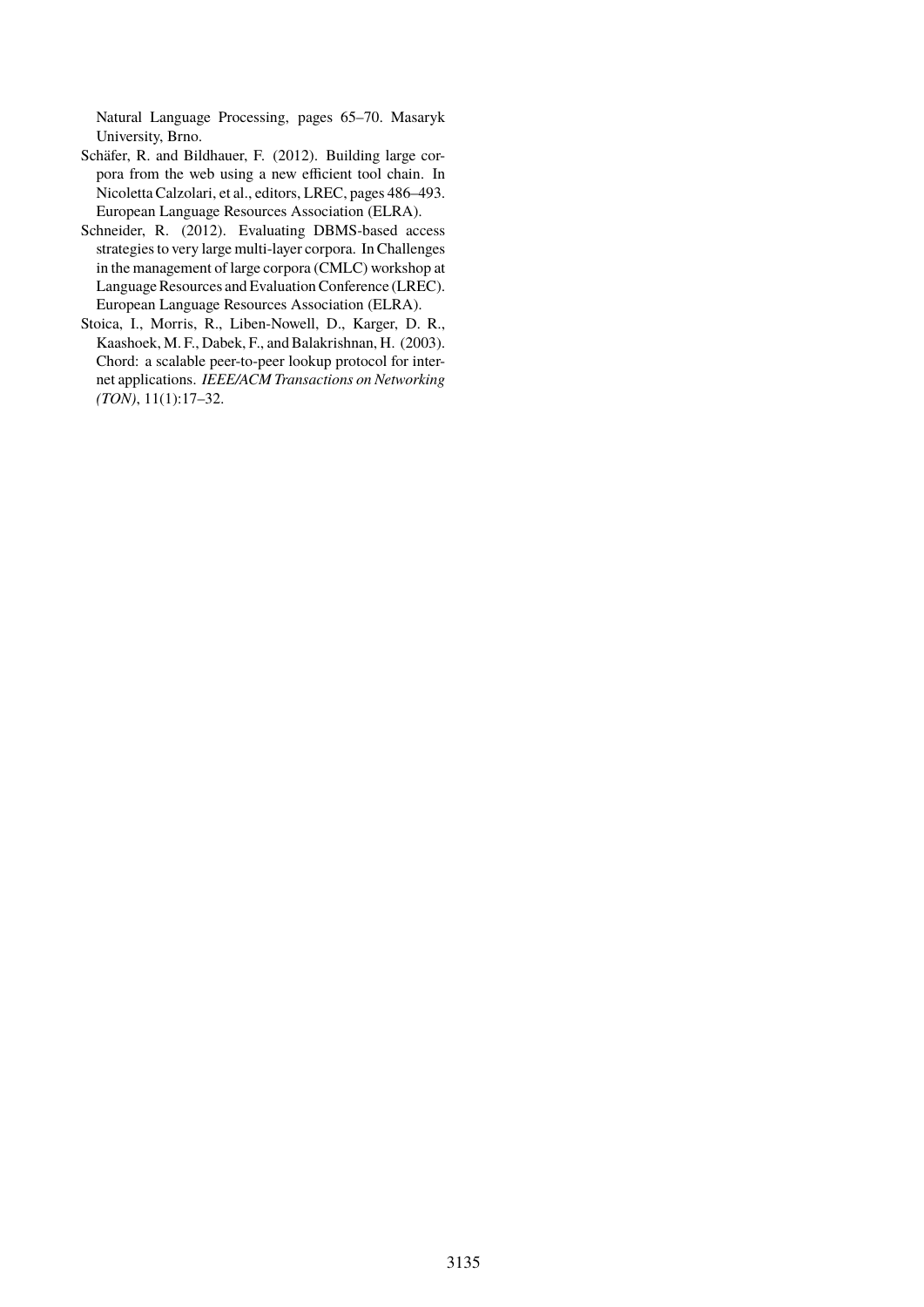Natural Language Processing, pages 65–70. Masaryk University, Brno.

Schäfer, R. and Bildhauer, F. (2012). Building large corpora from the web using a new efficient tool chain. In Nicoletta Calzolari, et al., editors, LREC, pages 486–493. European Language Resources Association (ELRA).

Schneider, R. (2012). Evaluating DBMS-based access strategies to very large multi-layer corpora. In Challenges in the management of large corpora (CMLC) workshop at Language Resources and Evaluation Conference (LREC). European Language Resources Association (ELRA).

Stoica, I., Morris, R., Liben-Nowell, D., Karger, D. R., Kaashoek, M. F., Dabek, F., and Balakrishnan, H. (2003). Chord: a scalable peer-to-peer lookup protocol for internet applications. *IEEE/ACM Transactions on Networking (TON)*, 11(1):17–32.